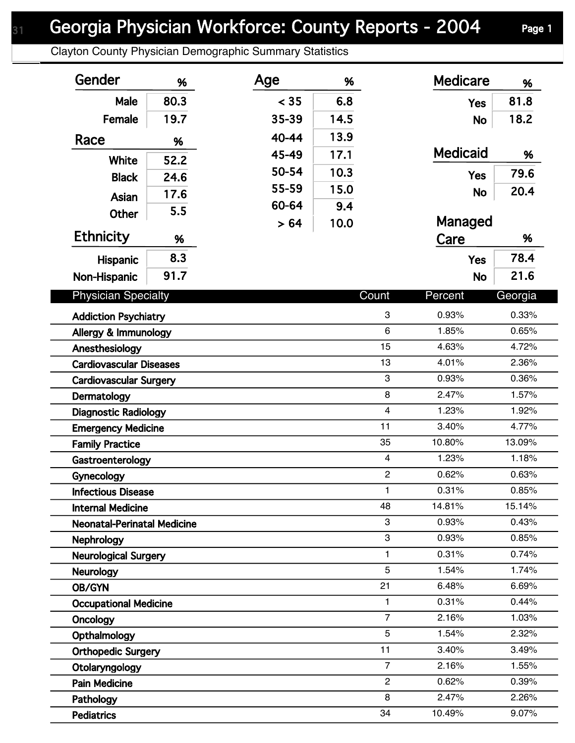# Georgia Physician Workforce: County Reports - 2004

## Clayton County Physician Demographic Summary Statistics

| Gender | % |
|---|---|
| Male | 80.3 |
| Female | 19.7 |

| Race | % |
|---|---|
| White | 52.2 |
| Black | 24.6 |
| Asian | 17.6 |
| Other | 5.5 |

| Ethnicity | % |
|---|---|
| Hispanic | 8.3 |
| Non-Hispanic | 91.7 |

| Age | % |
|---|---|
| < 35 | 6.8 |
| 35-39 | 14.5 |
| 40-44 | 13.9 |
| 45-49 | 17.1 |
| 50-54 | 10.3 |
| 55-59 | 15.0 |
| 60-64 | 9.4 |
| > 64 | 10.0 |

| Medicare | % |
|---|---|
| Yes | 81.8 |
| No | 18.2 |

| Medicaid | % |
|---|---|
| Yes | 79.6 |
| No | 20.4 |

| Managed Care | % |
|---|---|
| Yes | 78.4 |
| No | 21.6 |

| Physician Specialty | Count | Percent | Georgia |
|---|---|---|---|
| Addiction Psychiatry | 3 | 0.93% | 0.33% |
| Allergy & Immunology | 6 | 1.85% | 0.65% |
| Anesthesiology | 15 | 4.63% | 4.72% |
| Cardiovascular Diseases | 13 | 4.01% | 2.36% |
| Cardiovascular Surgery | 3 | 0.93% | 0.36% |
| Dermatology | 8 | 2.47% | 1.57% |
| Diagnostic Radiology | 4 | 1.23% | 1.92% |
| Emergency Medicine | 11 | 3.40% | 4.77% |
| Family Practice | 35 | 10.80% | 13.09% |
| Gastroenterology | 4 | 1.23% | 1.18% |
| Gynecology | 2 | 0.62% | 0.63% |
| Infectious Disease | 1 | 0.31% | 0.85% |
| Internal Medicine | 48 | 14.81% | 15.14% |
| Neonatal-Perinatal Medicine | 3 | 0.93% | 0.43% |
| Nephrology | 3 | 0.93% | 0.85% |
| Neurological Surgery | 1 | 0.31% | 0.74% |
| Neurology | 5 | 1.54% | 1.74% |
| OB/GYN | 21 | 6.48% | 6.69% |
| Occupational Medicine | 1 | 0.31% | 0.44% |
| Oncology | 7 | 2.16% | 1.03% |
| Opthalmology | 5 | 1.54% | 2.32% |
| Orthopedic Surgery | 11 | 3.40% | 3.49% |
| Otolaryngology | 7 | 2.16% | 1.55% |
| Pain Medicine | 2 | 0.62% | 0.39% |
| Pathology | 8 | 2.47% | 2.26% |
| Pediatrics | 34 | 10.49% | 9.07% |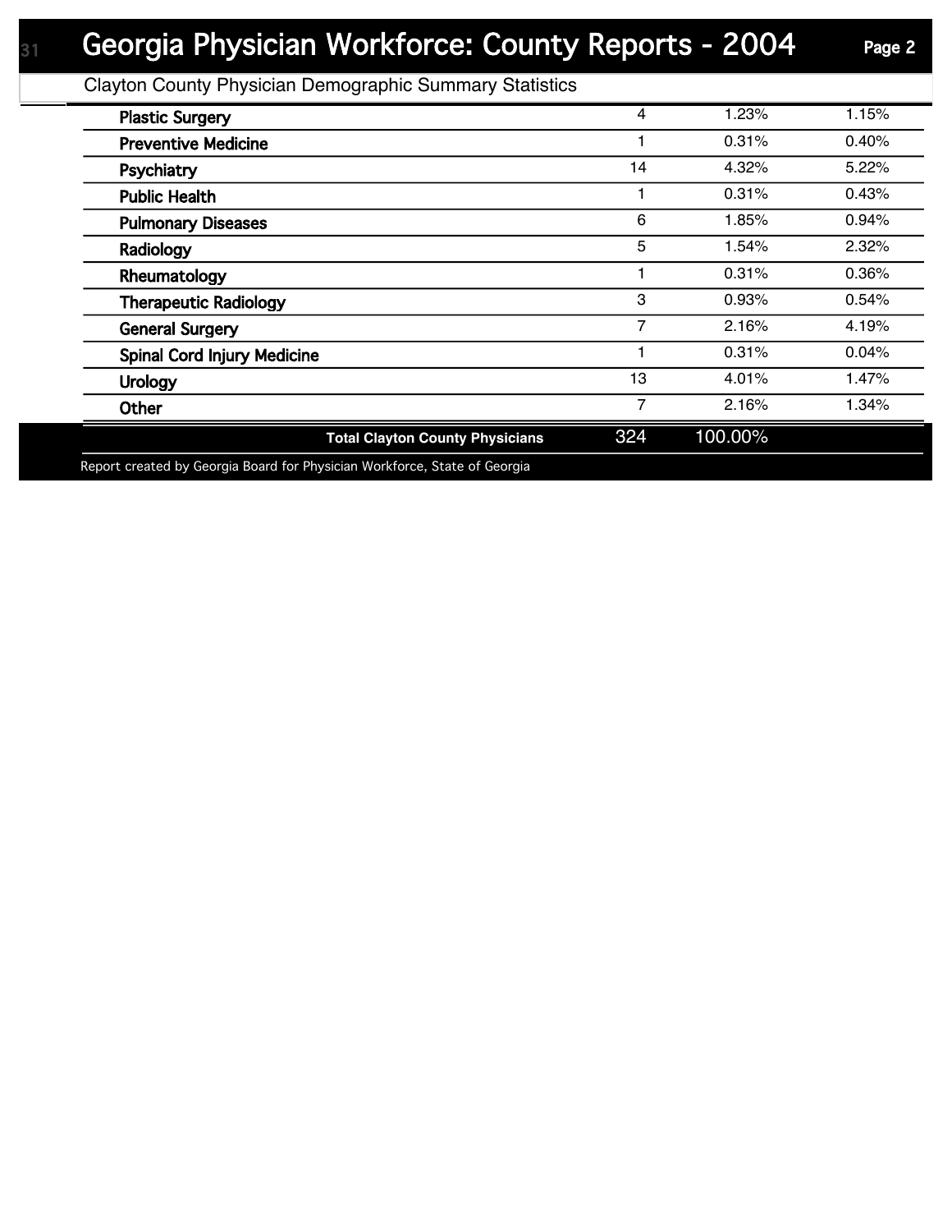## Clayton County Physician Demographic Summary Statistics

| | | | |
|---|---|---|---|
| Plastic Surgery | 4 | 1.23% | 1.15% |
| Preventive Medicine | 1 | 0.31% | 0.40% |
| Psychiatry | 14 | 4.32% | 5.22% |
| Public Health | 1 | 0.31% | 0.43% |
| Pulmonary Diseases | 6 | 1.85% | 0.94% |
| Radiology | 5 | 1.54% | 2.32% |
| Rheumatology | 1 | 0.31% | 0.36% |
| Therapeutic Radiology | 3 | 0.93% | 0.54% |
| General Surgery | 7 | 2.16% | 4.19% |
| Spinal Cord Injury Medicine | 1 | 0.31% | 0.04% |
| Urology | 13 | 4.01% | 1.47% |
| Other | 7 | 2.16% | 1.34% |
| **Total Clayton County Physicians** | 324 | 100.00% | |

Report created by Georgia Board for Physician Workforce, State of Georgia